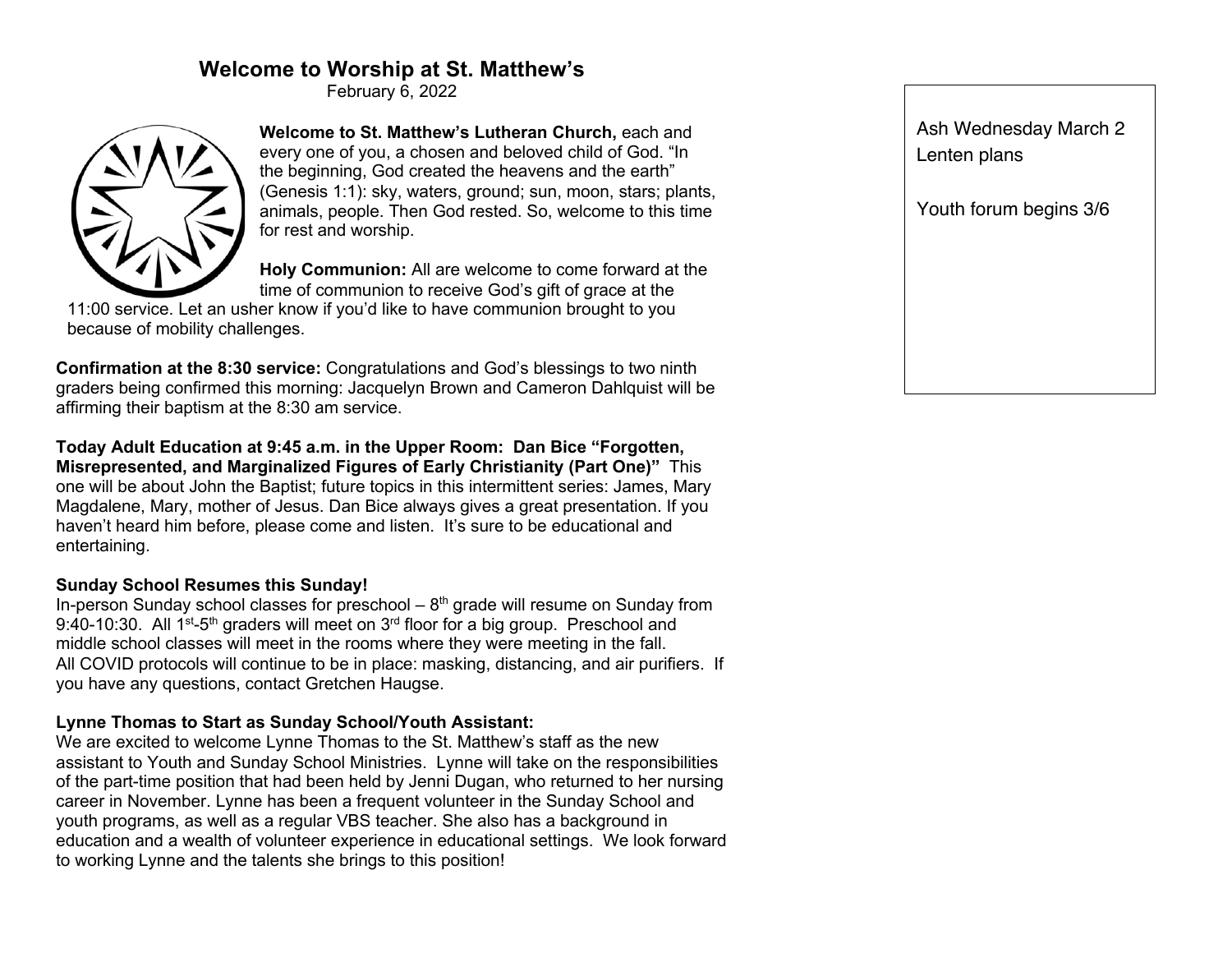# Welcome to Worship at St. Matthew's

February 6, 2022

**Welcome to St. Matthew's Lutheran Church,** each and every one of you, a chosen and beloved child of God. "In the beginning, God created the heavens and the earth" (Genesis 1:1): sky, waters, ground; sun, moon, stars; plants, animals, people. Then God rested. So, welcome to this time for rest and worship.

**Holy Communion:** All are welcome to come forward at the time of communion to receive God's gift of grace at the 11:00 service. Let an usher know if you'd like to have communion brought to you because of mobility challenges.

**Confirmation at the 8:30 service:** Congratulations and God's blessings to two ninth graders being confirmed this morning: Jacquelyn Brown and Cameron Dahlquist will be affirming their baptism at the 8:30 am service.

**Today Adult Education at 9:45 a.m. in the Upper Room: Dan Bice "Forgotten, Misrepresented, and Marginalized Figures of Early Christianity (Part One)"** This one will be about John the Baptist; future topics in this intermittent series: James, Mary Magdalene, Mary, mother of Jesus. Dan Bice always gives a great presentation. If you haven't heard him before, please come and listen. It's sure to be educational and entertaining.

**Sunday School Resumes this Sunday!**

In-person Sunday school classes for preschool – 8th grade will resume on Sunday from 9:40-10:30. All 1st-5th graders will meet on 3rd floor for a big group. Preschool and middle school classes will meet in the rooms where they were meeting in the fall. All COVID protocols will continue to be in place: masking, distancing, and air purifiers. If you have any questions, contact Gretchen Haugse.

**Lynne Thomas to Start as Sunday School/Youth Assistant:**

We are excited to welcome Lynne Thomas to the St. Matthew's staff as the new assistant to Youth and Sunday School Ministries. Lynne will take on the responsibilities of the part-time position that had been held by Jenni Dugan, who returned to her nursing career in November. Lynne has been a frequent volunteer in the Sunday School and youth programs, as well as a regular VBS teacher. She also has a background in education and a wealth of volunteer experience in educational settings. We look forward to working Lynne and the talents she brings to this position!

Ash Wednesday March 2
Lenten plans

Youth forum begins 3/6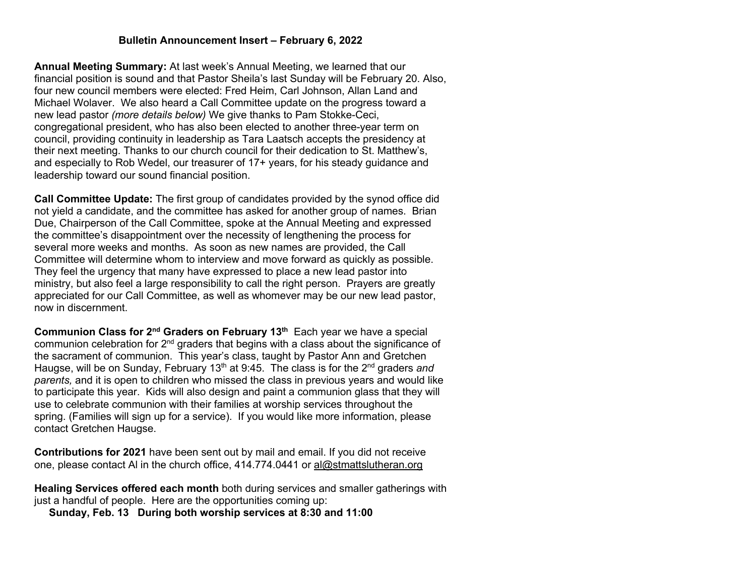## Bulletin Announcement Insert – February 6, 2022

**Annual Meeting Summary:** At last week's Annual Meeting, we learned that our financial position is sound and that Pastor Sheila's last Sunday will be February 20. Also, four new council members were elected: Fred Heim, Carl Johnson, Allan Land and Michael Wolaver. We also heard a Call Committee update on the progress toward a new lead pastor *(more details below)* We give thanks to Pam Stokke-Ceci, congregational president, who has also been elected to another three-year term on council, providing continuity in leadership as Tara Laatsch accepts the presidency at their next meeting. Thanks to our church council for their dedication to St. Matthew's, and especially to Rob Wedel, our treasurer of 17+ years, for his steady guidance and leadership toward our sound financial position.

**Call Committee Update:** The first group of candidates provided by the synod office did not yield a candidate, and the committee has asked for another group of names. Brian Due, Chairperson of the Call Committee, spoke at the Annual Meeting and expressed the committee's disappointment over the necessity of lengthening the process for several more weeks and months. As soon as new names are provided, the Call Committee will determine whom to interview and move forward as quickly as possible. They feel the urgency that many have expressed to place a new lead pastor into ministry, but also feel a large responsibility to call the right person. Prayers are greatly appreciated for our Call Committee, as well as whomever may be our new lead pastor, now in discernment.

**Communion Class for 2nd Graders on February 13th** Each year we have a special communion celebration for 2nd graders that begins with a class about the significance of the sacrament of communion. This year's class, taught by Pastor Ann and Gretchen Haugse, will be on Sunday, February 13th at 9:45. The class is for the 2nd graders *and parents,* and it is open to children who missed the class in previous years and would like to participate this year. Kids will also design and paint a communion glass that they will use to celebrate communion with their families at worship services throughout the spring. (Families will sign up for a service). If you would like more information, please contact Gretchen Haugse.

**Contributions for 2021** have been sent out by mail and email. If you did not receive one, please contact Al in the church office, 414.774.0441 or al@stmattslutheran.org

**Healing Services offered each month** both during services and smaller gatherings with just a handful of people. Here are the opportunities coming up:

**Sunday, Feb. 13 During both worship services at 8:30 and 11:00**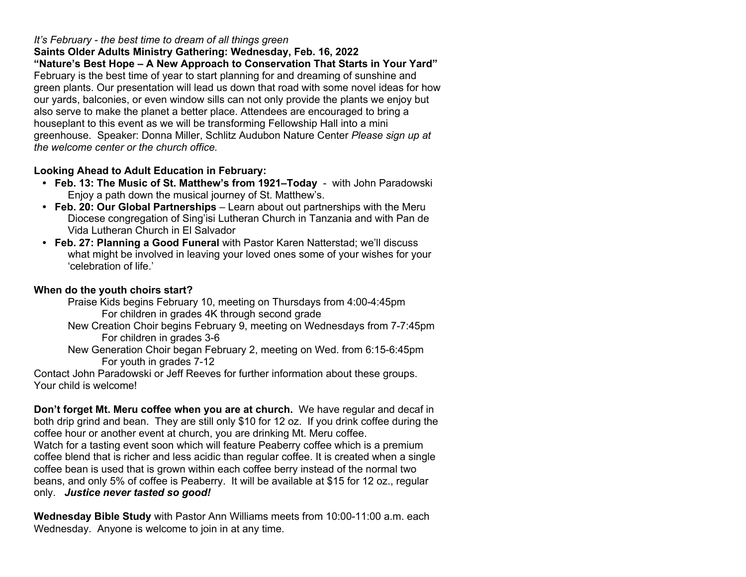*It's February - the best time to dream of all things green*

**Saints Older Adults Ministry Gathering: Wednesday, Feb. 16, 2022**

**"Nature's Best Hope – A New Approach to Conservation That Starts in Your Yard"**

February is the best time of year to start planning for and dreaming of sunshine and green plants. Our presentation will lead us down that road with some novel ideas for how our yards, balconies, or even window sills can not only provide the plants we enjoy but also serve to make the planet a better place. Attendees are encouraged to bring a houseplant to this event as we will be transforming Fellowship Hall into a mini greenhouse. Speaker: Donna Miller, Schlitz Audubon Nature Center *Please sign up at the welcome center or the church office.*

**Looking Ahead to Adult Education in February:**

- **Feb. 13: The Music of St. Matthew's from 1921–Today** - with John Paradowski Enjoy a path down the musical journey of St. Matthew's.
- **Feb. 20: Our Global Partnerships** – Learn about out partnerships with the Meru Diocese congregation of Sing'isi Lutheran Church in Tanzania and with Pan de Vida Lutheran Church in El Salvador
- **Feb. 27: Planning a Good Funeral** with Pastor Karen Natterstad; we'll discuss what might be involved in leaving your loved ones some of your wishes for your 'celebration of life.'

**When do the youth choirs start?**

Praise Kids begins February 10, meeting on Thursdays from 4:00-4:45pm
For children in grades 4K through second grade

New Creation Choir begins February 9, meeting on Wednesdays from 7-7:45pm
For children in grades 3-6

New Generation Choir began February 2, meeting on Wed. from 6:15-6:45pm
For youth in grades 7-12

Contact John Paradowski or Jeff Reeves for further information about these groups. Your child is welcome!

**Don't forget Mt. Meru coffee when you are at church.** We have regular and decaf in both drip grind and bean. They are still only $10 for 12 oz. If you drink coffee during the coffee hour or another event at church, you are drinking Mt. Meru coffee.
Watch for a tasting event soon which will feature Peaberry coffee which is a premium coffee blend that is richer and less acidic than regular coffee. It is created when a single coffee bean is used that is grown within each coffee berry instead of the normal two beans, and only 5% of coffee is Peaberry. It will be available at $15 for 12 oz., regular only. ***Justice never tasted so good!***

**Wednesday Bible Study** with Pastor Ann Williams meets from 10:00-11:00 a.m. each Wednesday. Anyone is welcome to join in at any time.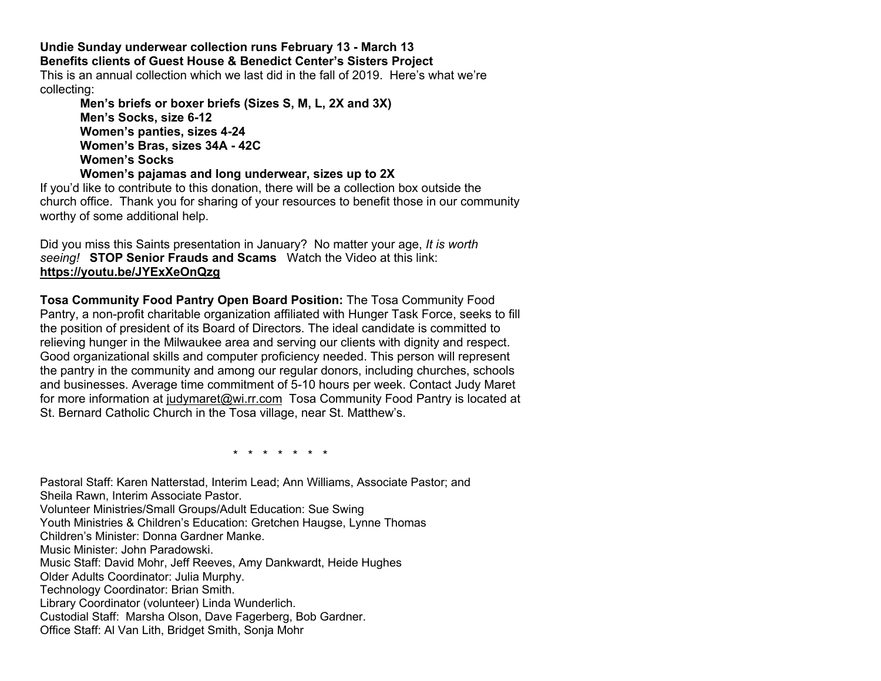**Undie Sunday underwear collection runs February 13 - March 13**
**Benefits clients of Guest House & Benedict Center's Sisters Project**

This is an annual collection which we last did in the fall of 2019. Here's what we're collecting:

> **Men's briefs or boxer briefs (Sizes S, M, L, 2X and 3X)**
> **Men's Socks, size 6-12**
> **Women's panties, sizes 4-24**
> **Women's Bras, sizes 34A - 42C**
> **Women's Socks**
> **Women's pajamas and long underwear, sizes up to 2X**

If you'd like to contribute to this donation, there will be a collection box outside the church office. Thank you for sharing of your resources to benefit those in our community worthy of some additional help.

Did you miss this Saints presentation in January? No matter your age, *It is worth seeing!* **STOP Senior Frauds and Scams** Watch the Video at this link: **https://youtu.be/JYExXeOnQzg**

**Tosa Community Food Pantry Open Board Position:** The Tosa Community Food Pantry, a non-profit charitable organization affiliated with Hunger Task Force, seeks to fill the position of president of its Board of Directors. The ideal candidate is committed to relieving hunger in the Milwaukee area and serving our clients with dignity and respect. Good organizational skills and computer proficiency needed. This person will represent the pantry in the community and among our regular donors, including churches, schools and businesses. Average time commitment of 5-10 hours per week. Contact Judy Maret for more information at judymaret@wi.rr.com Tosa Community Food Pantry is located at St. Bernard Catholic Church in the Tosa village, near St. Matthew's.

\* \* \* \* \* \* \*

Pastoral Staff: Karen Natterstad, Interim Lead; Ann Williams, Associate Pastor; and Sheila Rawn, Interim Associate Pastor.
Volunteer Ministries/Small Groups/Adult Education: Sue Swing
Youth Ministries & Children's Education: Gretchen Haugse, Lynne Thomas
Children's Minister: Donna Gardner Manke.
Music Minister: John Paradowski.
Music Staff: David Mohr, Jeff Reeves, Amy Dankwardt, Heide Hughes
Older Adults Coordinator: Julia Murphy.
Technology Coordinator: Brian Smith.
Library Coordinator (volunteer) Linda Wunderlich.
Custodial Staff: Marsha Olson, Dave Fagerberg, Bob Gardner.
Office Staff: Al Van Lith, Bridget Smith, Sonja Mohr